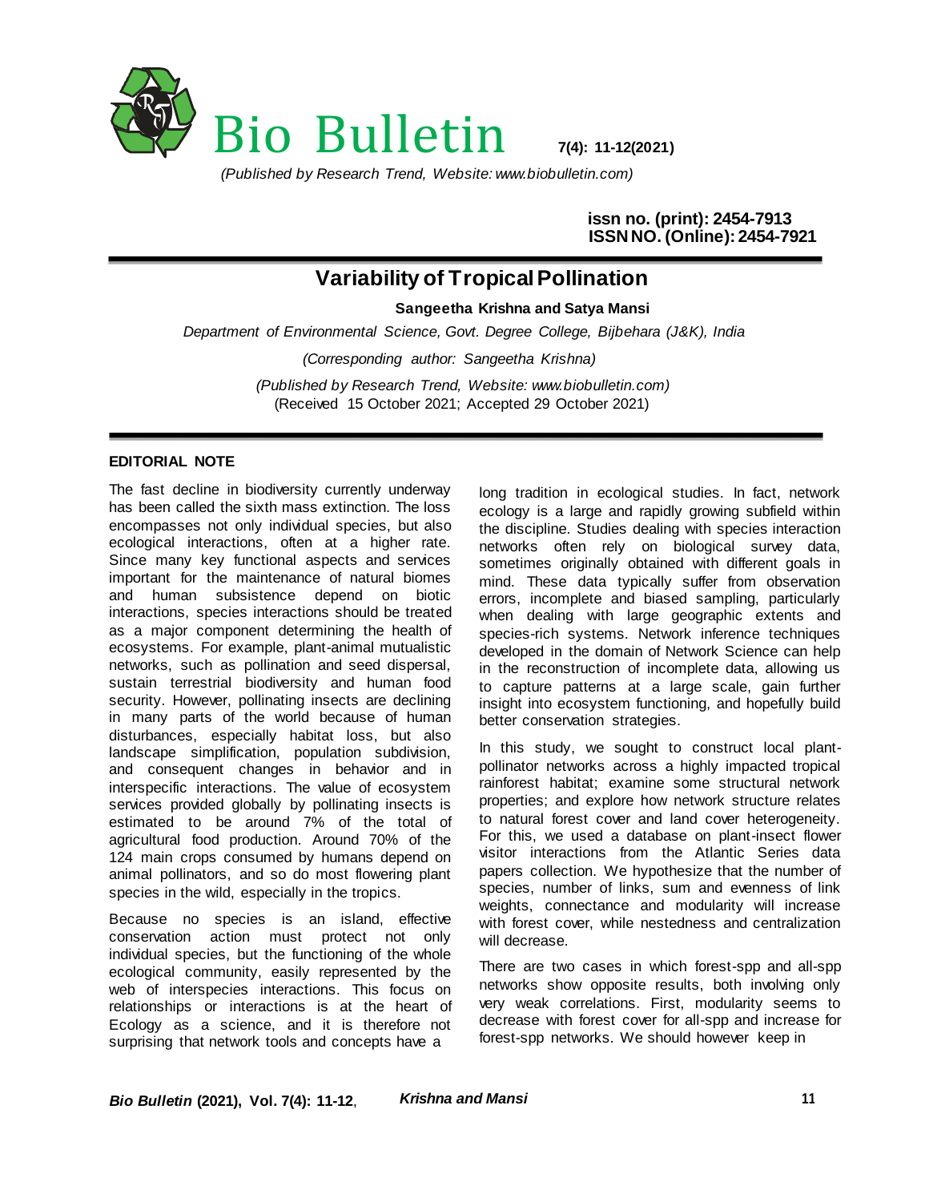Bio Bulletin

*(Published by Research Trend, Website: www.biobulletin.com)*

issn no. (print): 2454-7913
ISSN NO. (Online): 2454-7921

# Variability of Tropical Pollination

**Sangeetha Krishna and Satya Mansi**

*Department of Environmental Science, Govt. Degree College, Bijbehara (J&K), India*

*(Corresponding author: Sangeetha Krishna)*

*(Published by Research Trend, Website: www.biobulletin.com)*
(Received 15 October 2021; Accepted 29 October 2021)

**EDITORIAL NOTE**

The fast decline in biodiversity currently underway has been called the sixth mass extinction. The loss encompasses not only individual species, but also ecological interactions, often at a higher rate. Since many key functional aspects and services important for the maintenance of natural biomes and human subsistence depend on biotic interactions, species interactions should be treated as a major component determining the health of ecosystems. For example, plant-animal mutualistic networks, such as pollination and seed dispersal, sustain terrestrial biodiversity and human food security. However, pollinating insects are declining in many parts of the world because of human disturbances, especially habitat loss, but also landscape simplification, population subdivision, and consequent changes in behavior and in interspecific interactions. The value of ecosystem services provided globally by pollinating insects is estimated to be around 7% of the total of agricultural food production. Around 70% of the 124 main crops consumed by humans depend on animal pollinators, and so do most flowering plant species in the wild, especially in the tropics.

Because no species is an island, effective conservation action must protect not only individual species, but the functioning of the whole ecological community, easily represented by the web of interspecies interactions. This focus on relationships or interactions is at the heart of Ecology as a science, and it is therefore not surprising that network tools and concepts have a long tradition in ecological studies. In fact, network ecology is a large and rapidly growing subfield within the discipline. Studies dealing with species interaction networks often rely on biological survey data, sometimes originally obtained with different goals in mind. These data typically suffer from observation errors, incomplete and biased sampling, particularly when dealing with large geographic extents and species-rich systems. Network inference techniques developed in the domain of Network Science can help in the reconstruction of incomplete data, allowing us to capture patterns at a large scale, gain further insight into ecosystem functioning, and hopefully build better conservation strategies.

In this study, we sought to construct local plant-pollinator networks across a highly impacted tropical rainforest habitat; examine some structural network properties; and explore how network structure relates to natural forest cover and land cover heterogeneity. For this, we used a database on plant-insect flower visitor interactions from the Atlantic Series data papers collection. We hypothesize that the number of species, number of links, sum and evenness of link weights, connectance and modularity will increase with forest cover, while nestedness and centralization will decrease.

There are two cases in which forest-spp and all-spp networks show opposite results, both involving only very weak correlations. First, modularity seems to decrease with forest cover for all-spp and increase for forest-spp networks. We should however keep in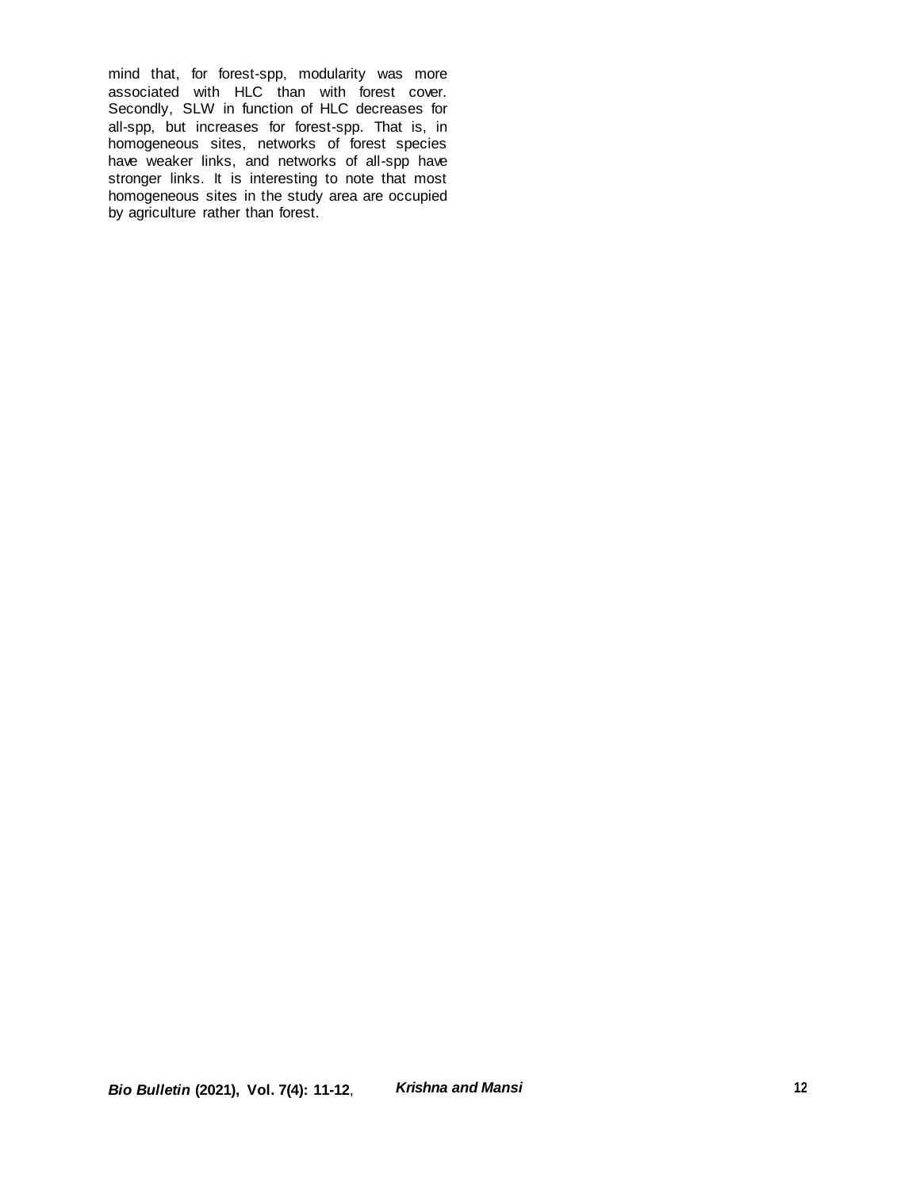mind that, for forest-spp, modularity was more associated with HLC than with forest cover. Secondly, SLW in function of HLC decreases for all-spp, but increases for forest-spp. That is, in homogeneous sites, networks of forest species have weaker links, and networks of all-spp have stronger links. It is interesting to note that most homogeneous sites in the study area are occupied by agriculture rather than forest.